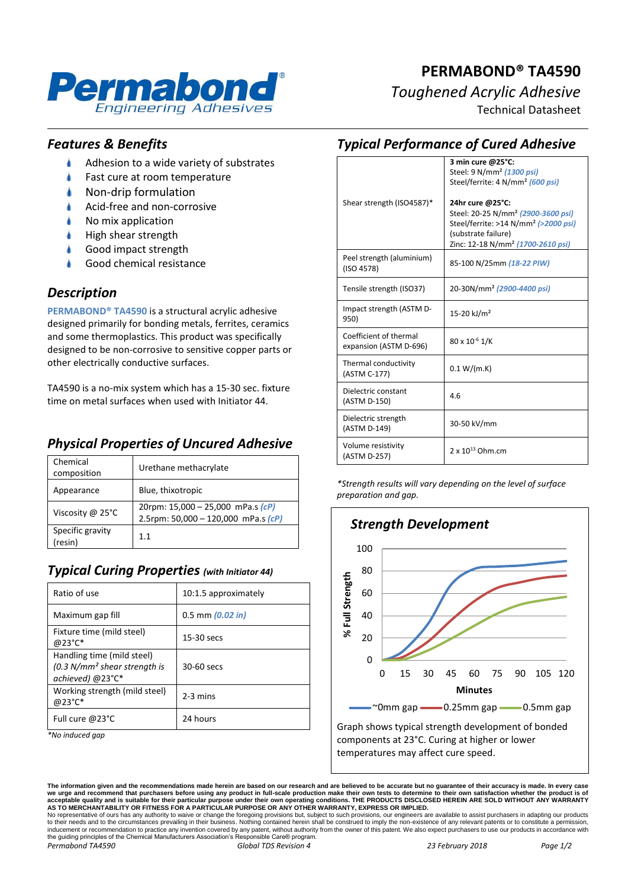# PERMABOND® TA4590

*Toughened Acrylic Adhesive*

Technical Datasheet

## *Features & Benefits*

- Adhesion to a wide variety of substrates
- Fast cure at room temperature
- Non-drip formulation
- Acid-free and non-corrosive
- No mix application
- High shear strength
- Good impact strength
- Good chemical resistance

## *Description*

**PERMABOND® TA4590** is a structural acrylic adhesive designed primarily for bonding metals, ferrites, ceramics and some thermoplastics. This product was specifically designed to be non-corrosive to sensitive copper parts or other electrically conductive surfaces.

TA4590 is a no-mix system which has a 15-30 sec. fixture time on metal surfaces when used with Initiator 44.

## *Physical Properties of Uncured Adhesive*

| | |
|---|---|
| Chemical composition | Urethane methacrylate |
| Appearance | Blue, thixotropic |
| Viscosity @ 25°C | 20rpm: 15,000 – 25,000 mPa.s *(cP)*<br>2.5rpm: 50,000 – 120,000 mPa.s *(cP)* |
| Specific gravity (resin) | 1.1 |

## *Typical Curing Properties (with Initiator 44)*

| | |
|---|---|
| Ratio of use | 10:1.5 approximately |
| Maximum gap fill | 0.5 mm *(0.02 in)* |
| Fixture time (mild steel) @23°C* | 15-30 secs |
| Handling time (mild steel) *(0.3 N/mm² shear strength is achieved)* @23°C* | 30-60 secs |
| Working strength (mild steel) @23°C* | 2-3 mins |
| Full cure @23°C | 24 hours |

*\*No induced gap*

## *Typical Performance of Cured Adhesive*

| | |
|---|---|
| Shear strength (ISO4587)* | **3 min cure @25°C:**<br>Steel: 9 N/mm² *(1300 psi)*<br>Steel/ferrite: 4 N/mm² *(600 psi)*<br><br>**24hr cure @25°C:**<br>Steel: 20-25 N/mm² *(2900-3600 psi)*<br>Steel/ferrite: >14 N/mm² *(>2000 psi)* (substrate failure)<br>Zinc: 12-18 N/mm² *(1700-2610 psi)* |
| Peel strength (aluminium) (ISO 4578) | 85-100 N/25mm *(18-22 PIW)* |
| Tensile strength (ISO37) | 20-30N/mm² *(2900-4400 psi)* |
| Impact strength (ASTM D-950) | 15-20 kJ/m² |
| Coefficient of thermal expansion (ASTM D-696) | $80 \times 10^{-6}$ 1/K |
| Thermal conductivity (ASTM C-177) | 0.1 W/(m.K) |
| Dielectric constant (ASTM D-150) | 4.6 |
| Dielectric strength (ASTM D-149) | 30-50 kV/mm |
| Volume resistivity (ASTM D-257) | $2 \times 10^{13}$ Ohm.cm |

*\*Strength results will vary depending on the level of surface preparation and gap.*

## *Strength Development*

% Full Strength

100
80
60
40
20
0

0 15 30 45 60 75 90 105 120

Minutes

~0mm gap — 0.25mm gap — 0.5mm gap

Graph shows typical strength development of bonded components at 23°C. Curing at higher or lower temperatures may affect cure speed.

**The information given and the recommendations made herein are based on our research and are believed to be accurate but no guarantee of their accuracy is made. In every case we urge and recommend that purchasers before using any product in full-scale production make their own tests to determine to their own satisfaction whether the product is of acceptable quality and is suitable for their particular purpose under their own operating conditions. THE PRODUCTS DISCLOSED HEREIN ARE SOLD WITHOUT ANY WARRANTY AS TO MERCHANTABILITY OR FITNESS FOR A PARTICULAR PURPOSE OR ANY OTHER WARRANTY, EXPRESS OR IMPLIED.**
No representative of ours has any authority to waive or change the foregoing provisions but, subject to such provisions, our engineers are available to assist purchasers in adapting our products to their needs and to the circumstances prevailing in their business. Nothing contained herein shall be construed to imply the non-existence of any relevant patents or to constitute a permission, inducement or recommendation to practice any invention covered by any patent, without authority from the owner of this patent. We also expect purchasers to use our products in accordance with the guiding principles of the Chemical Manufacturers Association's Responsible Care® program.

*Permabond TA4590* *Global TDS Revision 4* *23 February 2018*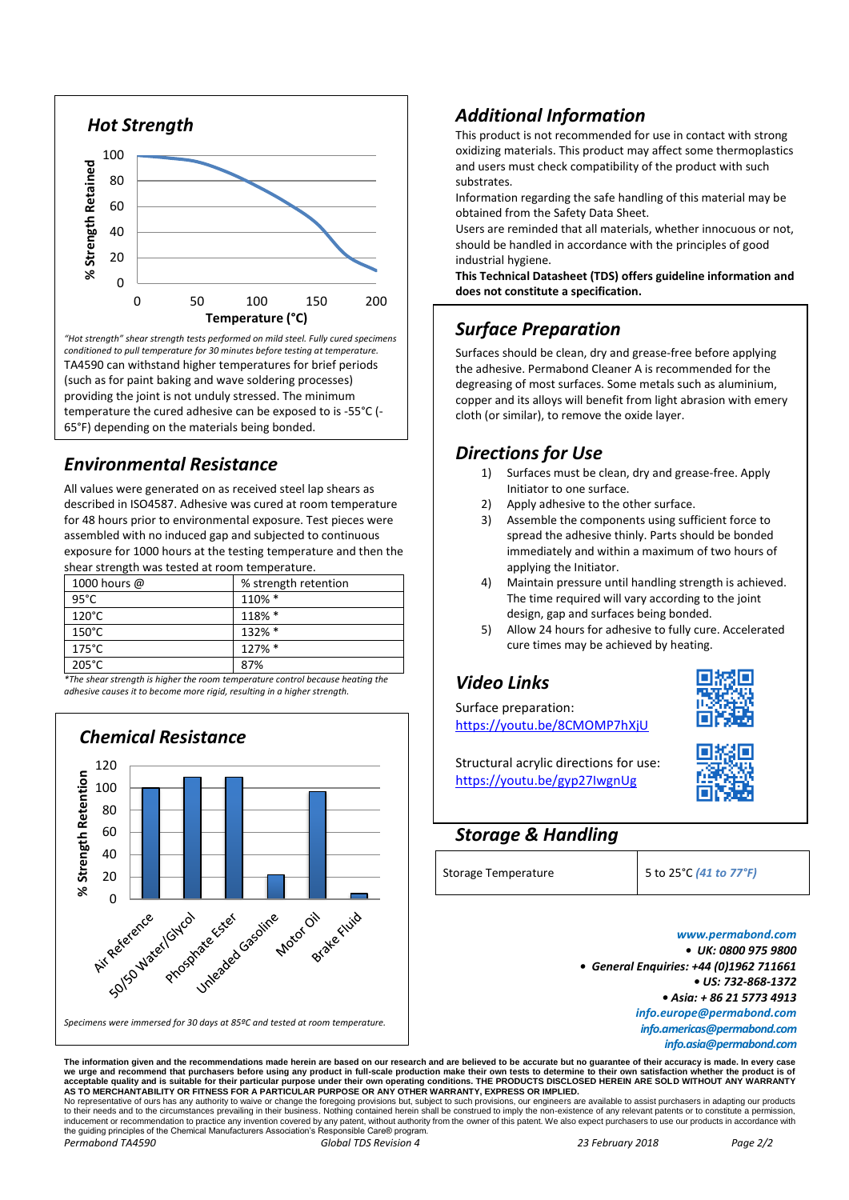## Hot Strength

100
80
60
40
20
0

% Strength Retained

0 50 100 150 200

Temperature (°C)

*"Hot strength" shear strength tests performed on mild steel. Fully cured specimens conditioned to pull temperature for 30 minutes before testing at temperature.*

TA4590 can withstand higher temperatures for brief periods (such as for paint baking and wave soldering processes) providing the joint is not unduly stressed. The minimum temperature the cured adhesive can be exposed to is -55°C (-65°F) depending on the materials being bonded.

## Environmental Resistance

All values were generated on as received steel lap shears as described in ISO4587. Adhesive was cured at room temperature for 48 hours prior to environmental exposure. Test pieces were assembled with no induced gap and subjected to continuous exposure for 1000 hours at the testing temperature and then the shear strength was tested at room temperature.

| 1000 hours @ | % strength retention |
|---|---|
| 95°C | 110% * |
| 120°C | 118% * |
| 150°C | 132% * |
| 175°C | 127% * |
| 205°C | 87% |

*\*The shear strength is higher the room temperature control because heating the adhesive causes it to become more rigid, resulting in a higher strength.*

## Chemical Resistance

120
100
80
60
40
20
0

% Strength Retention

Air Reference
50/50 Water/Glycol
Phosphate Ester
Unleaded Gasoline
Motor Oil
Brake Fluid

*Specimens were immersed for 30 days at 85ºC and tested at room temperature.*

## Additional Information

This product is not recommended for use in contact with strong oxidizing materials. This product may affect some thermoplastics and users must check compatibility of the product with such substrates.

Information regarding the safe handling of this material may be obtained from the Safety Data Sheet.

Users are reminded that all materials, whether innocuous or not, should be handled in accordance with the principles of good industrial hygiene.

**This Technical Datasheet (TDS) offers guideline information and does not constitute a specification.**

## Surface Preparation

Surfaces should be clean, dry and grease-free before applying the adhesive. Permabond Cleaner A is recommended for the degreasing of most surfaces. Some metals such as aluminium, copper and its alloys will benefit from light abrasion with emery cloth (or similar), to remove the oxide layer.

## Directions for Use

1) Surfaces must be clean, dry and grease-free. Apply Initiator to one surface.
2) Apply adhesive to the other surface.
3) Assemble the components using sufficient force to spread the adhesive thinly. Parts should be bonded immediately and within a maximum of two hours of applying the Initiator.
4) Maintain pressure until handling strength is achieved. The time required will vary according to the joint design, gap and surfaces being bonded.
5) Allow 24 hours for adhesive to fully cure. Accelerated cure times may be achieved by heating.

## Video Links

Surface preparation:
https://youtu.be/8CMOMP7hXjU

Structural acrylic directions for use:
https://youtu.be/gyp27IwgnUg

## Storage & Handling

| | |
|---|---|
| Storage Temperature | 5 to 25°C *(41 to 77°F)* |

***www.permabond.com***

- ***UK: 0800 975 9800***
- ***General Enquiries: +44 (0)1962 711661***
- ***US: 732-868-1372***
- ***Asia: + 86 21 5773 4913***

***info.europe@permabond.com***
***info.americas@permabond.com***
***info.asia@permabond.com***

**The information given and the recommendations made herein are based on our research and are believed to be accurate but no guarantee of their accuracy is made. In every case we urge and recommend that purchasers before using any product in full-scale production make their own tests to determine to their own satisfaction whether the product is of acceptable quality and is suitable for their particular purpose under their own operating conditions. THE PRODUCTS DISCLOSED HEREIN ARE SOLD WITHOUT ANY WARRANTY AS TO MERCHANTABILITY OR FITNESS FOR A PARTICULAR PURPOSE OR ANY OTHER WARRANTY, EXPRESS OR IMPLIED.**
No representative of ours has any authority to waive or change the foregoing provisions but, subject to such provisions, our engineers are available to assist purchasers in adapting our products to their needs and to the circumstances prevailing in their business. Nothing contained herein shall be construed to imply the non-existence of any relevant patents or to constitute a permission, inducement or recommendation to practice any invention covered by any patent, without authority from the owner of this patent. We also expect purchasers to use our products in accordance with the guiding principles of the Chemical Manufacturers Association's Responsible Care® program.

*Permabond TA4590* *Global TDS Revision 4* *23 February 2018*